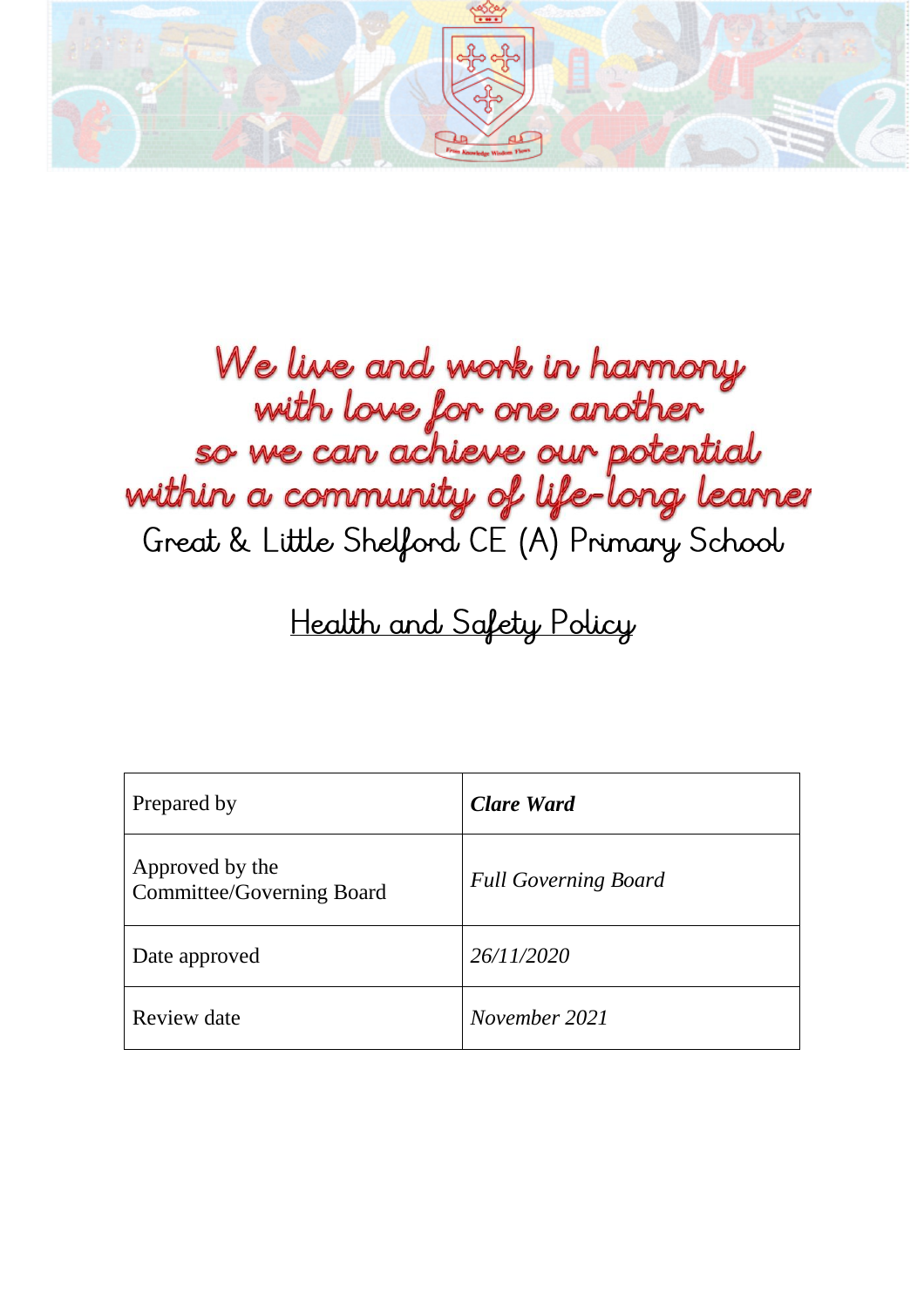We live and work in harmony
with love for one another
so we can achieve our potential
within a community of life-long learner

Great & Little Shelford CE (A) Primary School

# Health and Safety Policy

| Prepared by | ***Clare Ward*** |
|---|---|
| Approved by the Committee/Governing Board | *Full Governing Board* |
| Date approved | *26/11/2020* |
| Review date | *November 2021* |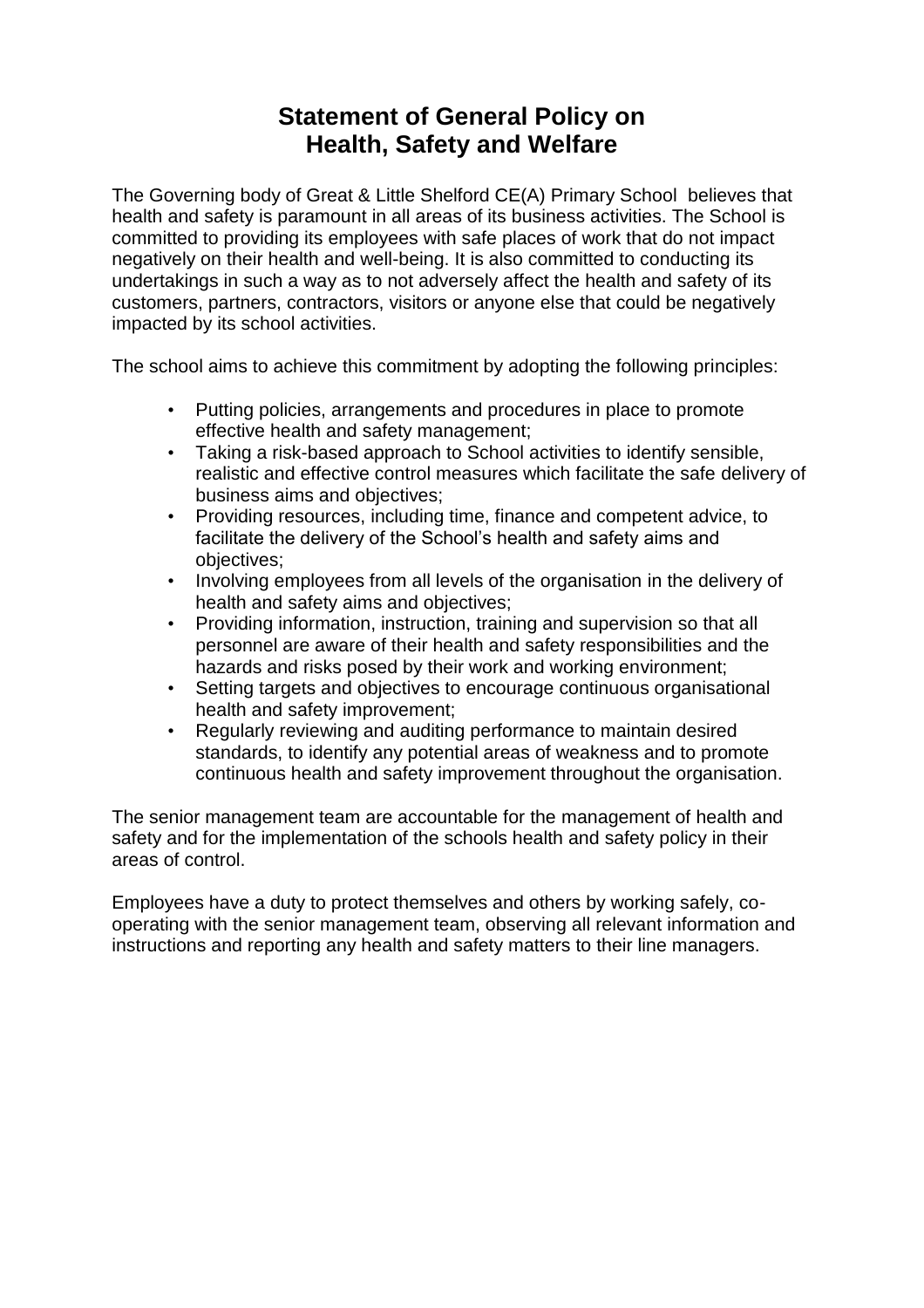# Statement of General Policy on Health, Safety and Welfare

The Governing body of Great & Little Shelford CE(A) Primary School believes that health and safety is paramount in all areas of its business activities. The School is committed to providing its employees with safe places of work that do not impact negatively on their health and well-being. It is also committed to conducting its undertakings in such a way as to not adversely affect the health and safety of its customers, partners, contractors, visitors or anyone else that could be negatively impacted by its school activities.

The school aims to achieve this commitment by adopting the following principles:

- Putting policies, arrangements and procedures in place to promote effective health and safety management;
- Taking a risk-based approach to School activities to identify sensible, realistic and effective control measures which facilitate the safe delivery of business aims and objectives;
- Providing resources, including time, finance and competent advice, to facilitate the delivery of the School's health and safety aims and objectives;
- Involving employees from all levels of the organisation in the delivery of health and safety aims and objectives;
- Providing information, instruction, training and supervision so that all personnel are aware of their health and safety responsibilities and the hazards and risks posed by their work and working environment;
- Setting targets and objectives to encourage continuous organisational health and safety improvement;
- Regularly reviewing and auditing performance to maintain desired standards, to identify any potential areas of weakness and to promote continuous health and safety improvement throughout the organisation.

The senior management team are accountable for the management of health and safety and for the implementation of the schools health and safety policy in their areas of control.

Employees have a duty to protect themselves and others by working safely, co-operating with the senior management team, observing all relevant information and instructions and reporting any health and safety matters to their line managers.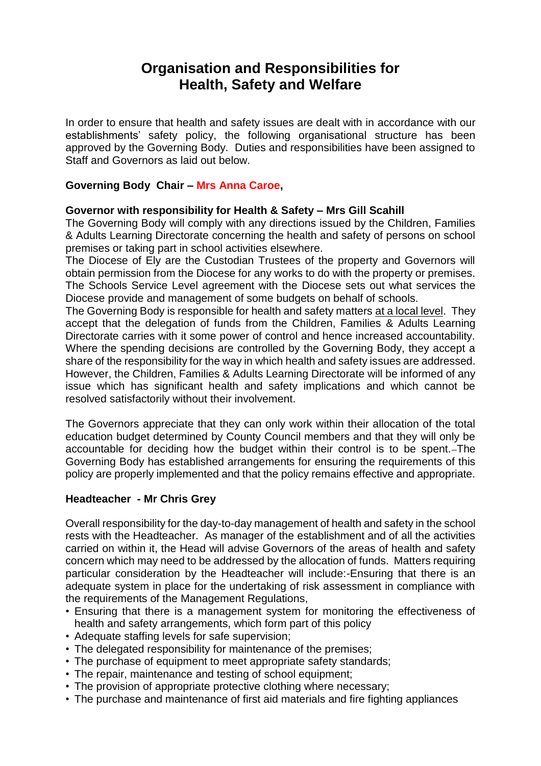# Organisation and Responsibilities for Health, Safety and Welfare

In order to ensure that health and safety issues are dealt with in accordance with our establishments' safety policy, the following organisational structure has been approved by the Governing Body. Duties and responsibilities have been assigned to Staff and Governors as laid out below.

**Governing Body Chair – Mrs Anna Caroe,**

**Governor with responsibility for Health & Safety – Mrs Gill Scahill**

The Governing Body will comply with any directions issued by the Children, Families & Adults Learning Directorate concerning the health and safety of persons on school premises or taking part in school activities elsewhere.

The Diocese of Ely are the Custodian Trustees of the property and Governors will obtain permission from the Diocese for any works to do with the property or premises. The Schools Service Level agreement with the Diocese sets out what services the Diocese provide and management of some budgets on behalf of schools.

The Governing Body is responsible for health and safety matters at a local level. They accept that the delegation of funds from the Children, Families & Adults Learning Directorate carries with it some power of control and hence increased accountability. Where the spending decisions are controlled by the Governing Body, they accept a share of the responsibility for the way in which health and safety issues are addressed. However, the Children, Families & Adults Learning Directorate will be informed of any issue which has significant health and safety implications and which cannot be resolved satisfactorily without their involvement.

The Governors appreciate that they can only work within their allocation of the total education budget determined by County Council members and that they will only be accountable for deciding how the budget within their control is to be spent. The Governing Body has established arrangements for ensuring the requirements of this policy are properly implemented and that the policy remains effective and appropriate.

**Headteacher - Mr Chris Grey**

Overall responsibility for the day-to-day management of health and safety in the school rests with the Headteacher. As manager of the establishment and of all the activities carried on within it, the Head will advise Governors of the areas of health and safety concern which may need to be addressed by the allocation of funds. Matters requiring particular consideration by the Headteacher will include:-Ensuring that there is an adequate system in place for the undertaking of risk assessment in compliance with the requirements of the Management Regulations,

- Ensuring that there is a management system for monitoring the effectiveness of health and safety arrangements, which form part of this policy
- Adequate staffing levels for safe supervision;
- The delegated responsibility for maintenance of the premises;
- The purchase of equipment to meet appropriate safety standards;
- The repair, maintenance and testing of school equipment;
- The provision of appropriate protective clothing where necessary;
- The purchase and maintenance of first aid materials and fire fighting appliances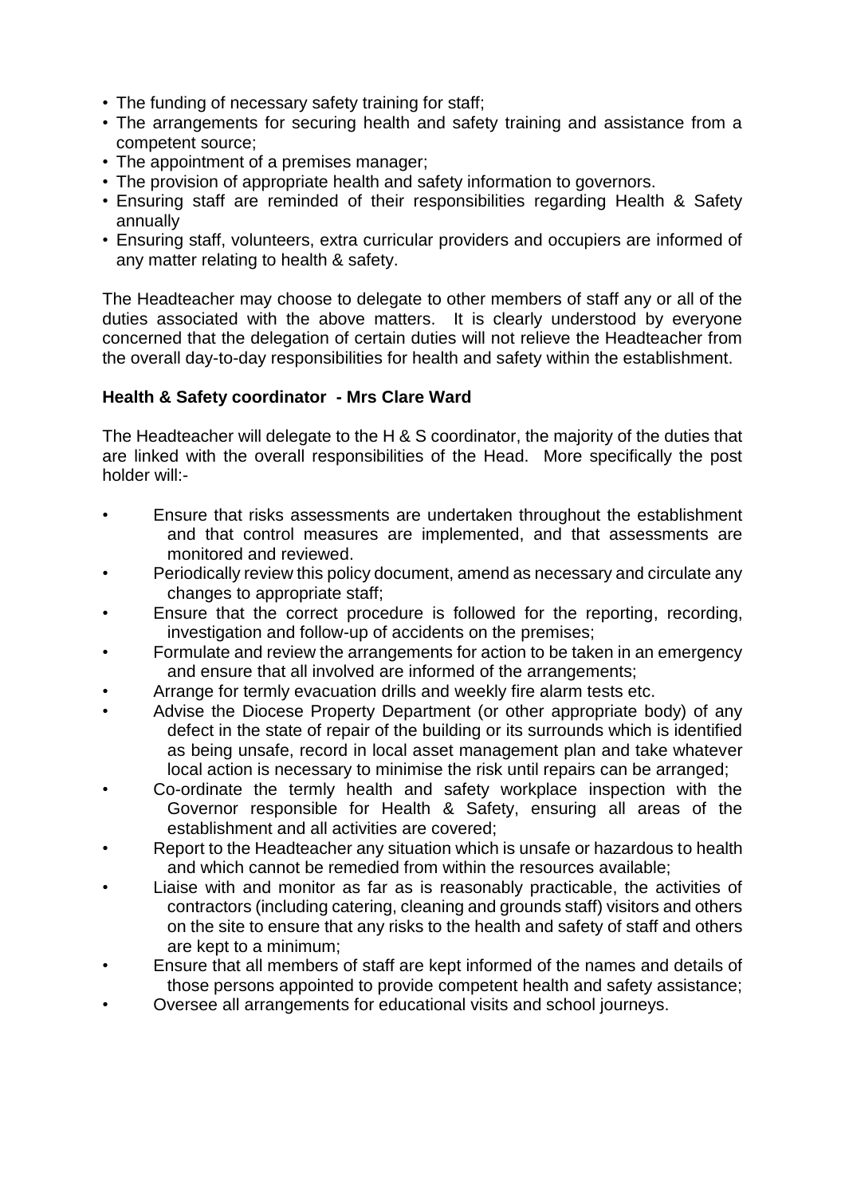- The funding of necessary safety training for staff;
- The arrangements for securing health and safety training and assistance from a competent source;
- The appointment of a premises manager;
- The provision of appropriate health and safety information to governors.
- Ensuring staff are reminded of their responsibilities regarding Health & Safety annually
- Ensuring staff, volunteers, extra curricular providers and occupiers are informed of any matter relating to health & safety.

The Headteacher may choose to delegate to other members of staff any or all of the duties associated with the above matters. It is clearly understood by everyone concerned that the delegation of certain duties will not relieve the Headteacher from the overall day-to-day responsibilities for health and safety within the establishment.

**Health & Safety coordinator - Mrs Clare Ward**

The Headteacher will delegate to the H & S coordinator, the majority of the duties that are linked with the overall responsibilities of the Head. More specifically the post holder will:-

- Ensure that risks assessments are undertaken throughout the establishment and that control measures are implemented, and that assessments are monitored and reviewed.
- Periodically review this policy document, amend as necessary and circulate any changes to appropriate staff;
- Ensure that the correct procedure is followed for the reporting, recording, investigation and follow-up of accidents on the premises;
- Formulate and review the arrangements for action to be taken in an emergency and ensure that all involved are informed of the arrangements;
- Arrange for termly evacuation drills and weekly fire alarm tests etc.
- Advise the Diocese Property Department (or other appropriate body) of any defect in the state of repair of the building or its surrounds which is identified as being unsafe, record in local asset management plan and take whatever local action is necessary to minimise the risk until repairs can be arranged;
- Co-ordinate the termly health and safety workplace inspection with the Governor responsible for Health & Safety, ensuring all areas of the establishment and all activities are covered;
- Report to the Headteacher any situation which is unsafe or hazardous to health and which cannot be remedied from within the resources available;
- Liaise with and monitor as far as is reasonably practicable, the activities of contractors (including catering, cleaning and grounds staff) visitors and others on the site to ensure that any risks to the health and safety of staff and others are kept to a minimum;
- Ensure that all members of staff are kept informed of the names and details of those persons appointed to provide competent health and safety assistance;
- Oversee all arrangements for educational visits and school journeys.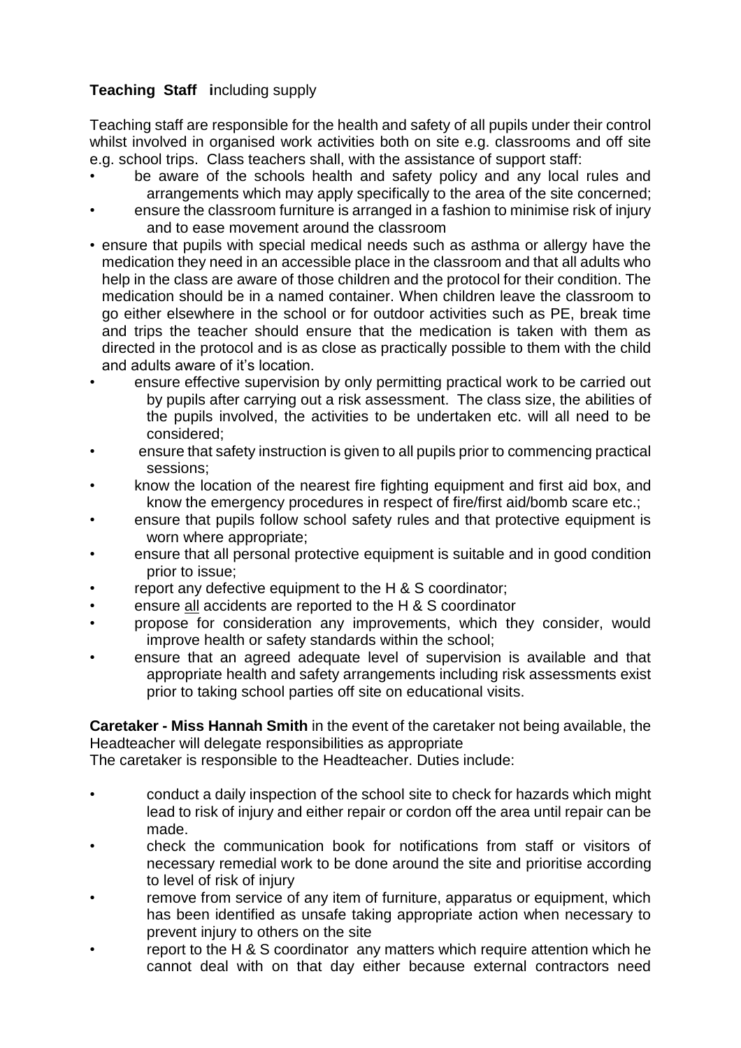**Teaching Staff including supply**

Teaching staff are responsible for the health and safety of all pupils under their control whilst involved in organised work activities both on site e.g. classrooms and off site e.g. school trips. Class teachers shall, with the assistance of support staff:

- be aware of the schools health and safety policy and any local rules and arrangements which may apply specifically to the area of the site concerned;
- ensure the classroom furniture is arranged in a fashion to minimise risk of injury and to ease movement around the classroom
- ensure that pupils with special medical needs such as asthma or allergy have the medication they need in an accessible place in the classroom and that all adults who help in the class are aware of those children and the protocol for their condition. The medication should be in a named container. When children leave the classroom to go either elsewhere in the school or for outdoor activities such as PE, break time and trips the teacher should ensure that the medication is taken with them as directed in the protocol and is as close as practically possible to them with the child and adults aware of it's location.
- ensure effective supervision by only permitting practical work to be carried out by pupils after carrying out a risk assessment. The class size, the abilities of the pupils involved, the activities to be undertaken etc. will all need to be considered;
- ensure that safety instruction is given to all pupils prior to commencing practical sessions;
- know the location of the nearest fire fighting equipment and first aid box, and know the emergency procedures in respect of fire/first aid/bomb scare etc.;
- ensure that pupils follow school safety rules and that protective equipment is worn where appropriate;
- ensure that all personal protective equipment is suitable and in good condition prior to issue;
- report any defective equipment to the H & S coordinator;
- ensure all accidents are reported to the H & S coordinator
- propose for consideration any improvements, which they consider, would improve health or safety standards within the school;
- ensure that an agreed adequate level of supervision is available and that appropriate health and safety arrangements including risk assessments exist prior to taking school parties off site on educational visits.

**Caretaker - Miss Hannah Smith** in the event of the caretaker not being available, the Headteacher will delegate responsibilities as appropriate

The caretaker is responsible to the Headteacher. Duties include:

- conduct a daily inspection of the school site to check for hazards which might lead to risk of injury and either repair or cordon off the area until repair can be made.
- check the communication book for notifications from staff or visitors of necessary remedial work to be done around the site and prioritise according to level of risk of injury
- remove from service of any item of furniture, apparatus or equipment, which has been identified as unsafe taking appropriate action when necessary to prevent injury to others on the site
- report to the H & S coordinator any matters which require attention which he cannot deal with on that day either because external contractors need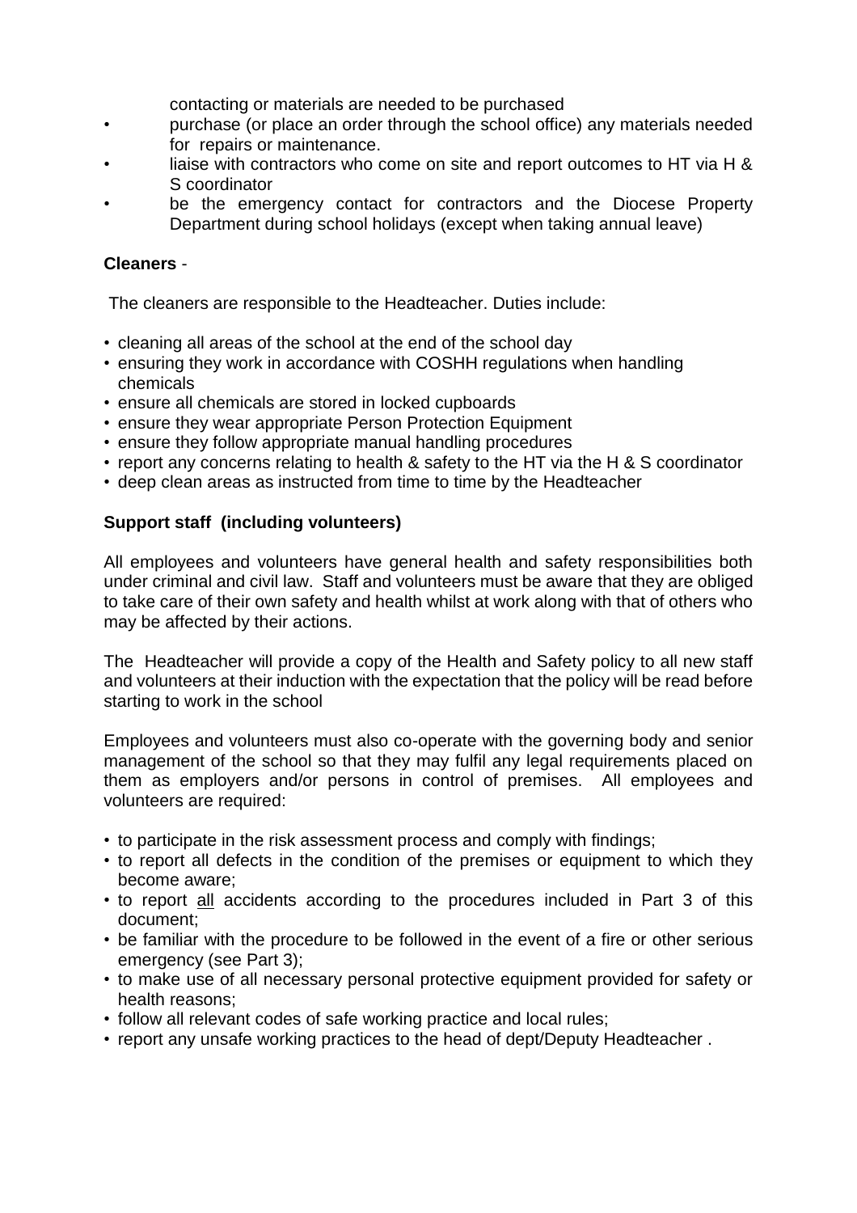contacting or materials are needed to be purchased

- purchase (or place an order through the school office) any materials needed for repairs or maintenance.
- liaise with contractors who come on site and report outcomes to HT via H & S coordinator
- be the emergency contact for contractors and the Diocese Property Department during school holidays (except when taking annual leave)

**Cleaners** -

The cleaners are responsible to the Headteacher. Duties include:

- cleaning all areas of the school at the end of the school day
- ensuring they work in accordance with COSHH regulations when handling chemicals
- ensure all chemicals are stored in locked cupboards
- ensure they wear appropriate Person Protection Equipment
- ensure they follow appropriate manual handling procedures
- report any concerns relating to health & safety to the HT via the H & S coordinator
- deep clean areas as instructed from time to time by the Headteacher

**Support staff (including volunteers)**

All employees and volunteers have general health and safety responsibilities both under criminal and civil law. Staff and volunteers must be aware that they are obliged to take care of their own safety and health whilst at work along with that of others who may be affected by their actions.

The Headteacher will provide a copy of the Health and Safety policy to all new staff and volunteers at their induction with the expectation that the policy will be read before starting to work in the school

Employees and volunteers must also co-operate with the governing body and senior management of the school so that they may fulfil any legal requirements placed on them as employers and/or persons in control of premises. All employees and volunteers are required:

- to participate in the risk assessment process and comply with findings;
- to report all defects in the condition of the premises or equipment to which they become aware;
- to report <u>all</u> accidents according to the procedures included in Part 3 of this document;
- be familiar with the procedure to be followed in the event of a fire or other serious emergency (see Part 3);
- to make use of all necessary personal protective equipment provided for safety or health reasons;
- follow all relevant codes of safe working practice and local rules;
- report any unsafe working practices to the head of dept/Deputy Headteacher .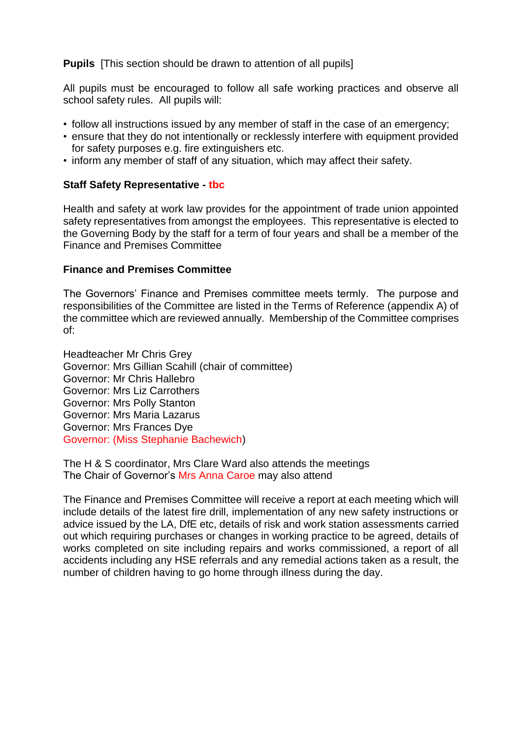**Pupils** [This section should be drawn to attention of all pupils]

All pupils must be encouraged to follow all safe working practices and observe all school safety rules. All pupils will:

- follow all instructions issued by any member of staff in the case of an emergency;
- ensure that they do not intentionally or recklessly interfere with equipment provided for safety purposes e.g. fire extinguishers etc.
- inform any member of staff of any situation, which may affect their safety.

**Staff Safety Representative - tbc**

Health and safety at work law provides for the appointment of trade union appointed safety representatives from amongst the employees. This representative is elected to the Governing Body by the staff for a term of four years and shall be a member of the Finance and Premises Committee

**Finance and Premises Committee**

The Governors' Finance and Premises committee meets termly. The purpose and responsibilities of the Committee are listed in the Terms of Reference (appendix A) of the committee which are reviewed annually. Membership of the Committee comprises of:

Headteacher Mr Chris Grey
Governor: Mrs Gillian Scahill (chair of committee)
Governor: Mr Chris Hallebro
Governor: Mrs Liz Carrothers
Governor: Mrs Polly Stanton
Governor: Mrs Maria Lazarus
Governor: Mrs Frances Dye
Governor: (Miss Stephanie Bachewich)

The H & S coordinator, Mrs Clare Ward also attends the meetings
The Chair of Governor's Mrs Anna Caroe may also attend

The Finance and Premises Committee will receive a report at each meeting which will include details of the latest fire drill, implementation of any new safety instructions or advice issued by the LA, DfE etc, details of risk and work station assessments carried out which requiring purchases or changes in working practice to be agreed, details of works completed on site including repairs and works commissioned, a report of all accidents including any HSE referrals and any remedial actions taken as a result, the number of children having to go home through illness during the day.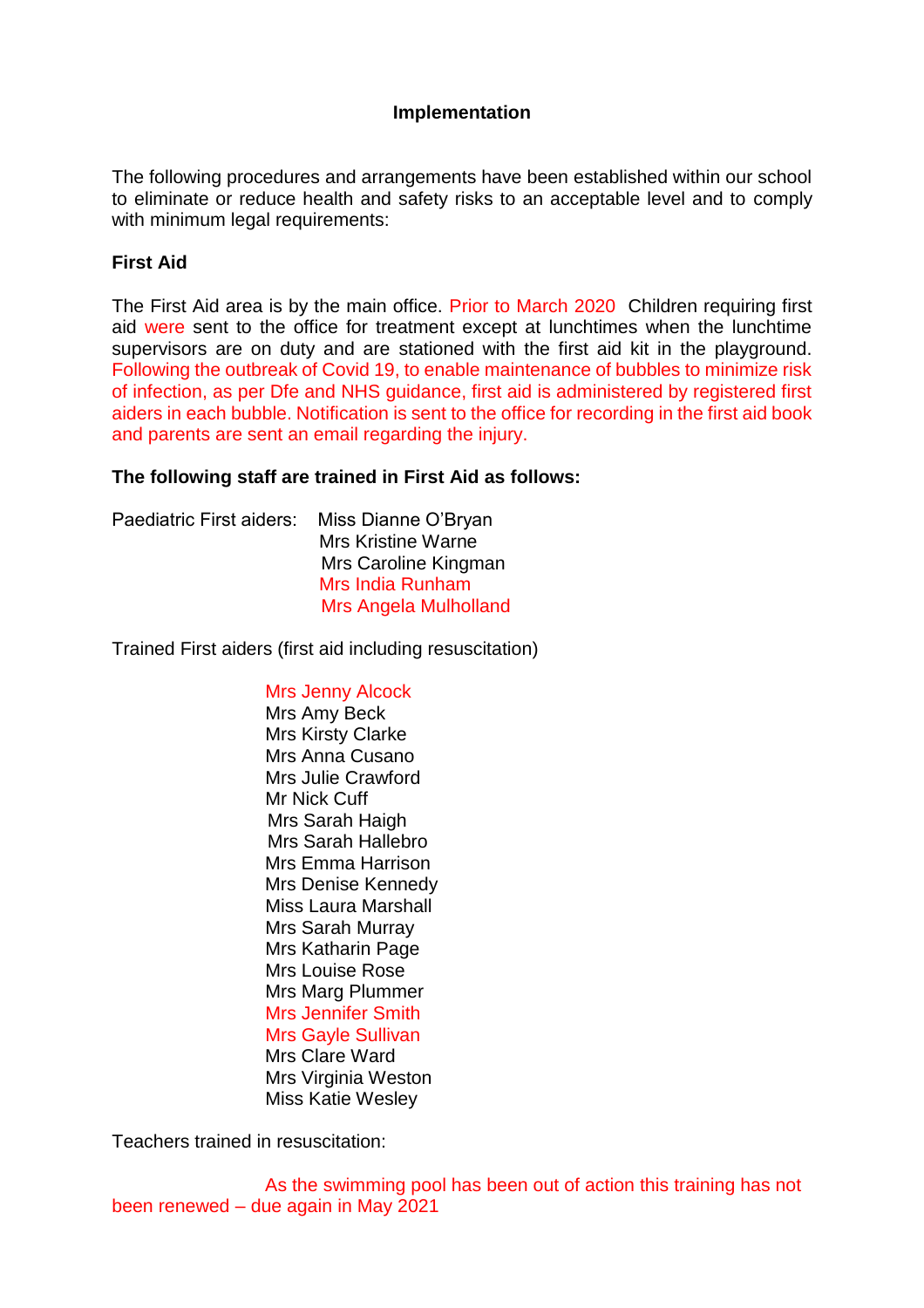## Implementation

The following procedures and arrangements have been established within our school to eliminate or reduce health and safety risks to an acceptable level and to comply with minimum legal requirements:

### First Aid

The First Aid area is by the main office. Prior to March 2020 Children requiring first aid were sent to the office for treatment except at lunchtimes when the lunchtime supervisors are on duty and are stationed with the first aid kit in the playground. Following the outbreak of Covid 19, to enable maintenance of bubbles to minimize risk of infection, as per Dfe and NHS guidance, first aid is administered by registered first aiders in each bubble. Notification is sent to the office for recording in the first aid book and parents are sent an email regarding the injury.

**The following staff are trained in First Aid as follows:**

Paediatric First aiders:
- Miss Dianne O'Bryan
- Mrs Kristine Warne
- Mrs Caroline Kingman
- Mrs India Runham
- Mrs Angela Mulholland

Trained First aiders (first aid including resuscitation)

- Mrs Jenny Alcock
- Mrs Amy Beck
- Mrs Kirsty Clarke
- Mrs Anna Cusano
- Mrs Julie Crawford
- Mr Nick Cuff
- Mrs Sarah Haigh
- Mrs Sarah Hallebro
- Mrs Emma Harrison
- Mrs Denise Kennedy
- Miss Laura Marshall
- Mrs Sarah Murray
- Mrs Katharin Page
- Mrs Louise Rose
- Mrs Marg Plummer
- Mrs Jennifer Smith
- Mrs Gayle Sullivan
- Mrs Clare Ward
- Mrs Virginia Weston
- Miss Katie Wesley

Teachers trained in resuscitation:

As the swimming pool has been out of action this training has not been renewed – due again in May 2021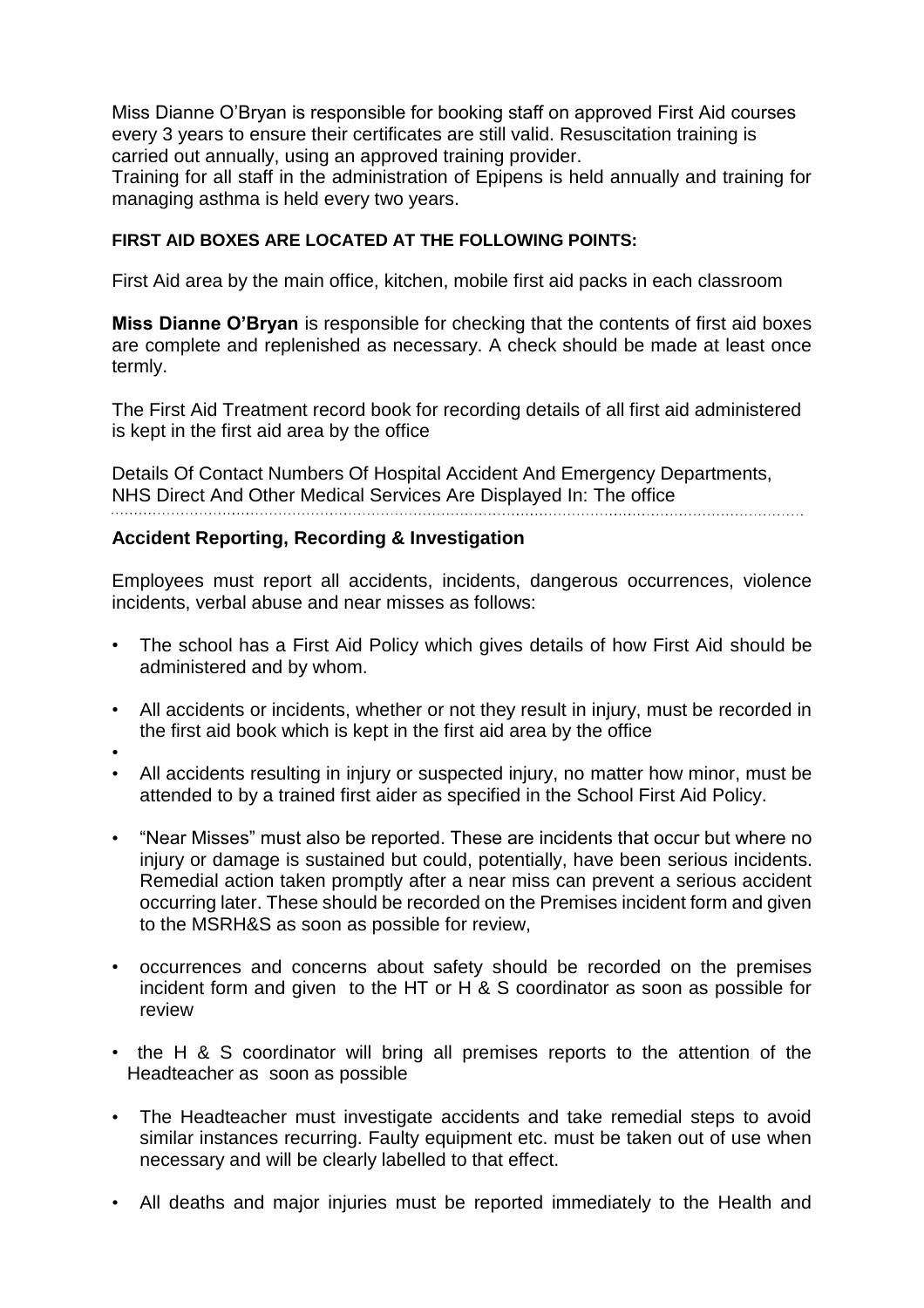Miss Dianne O'Bryan is responsible for booking staff on approved First Aid courses every 3 years to ensure their certificates are still valid. Resuscitation training is carried out annually, using an approved training provider.
Training for all staff in the administration of Epipens is held annually and training for managing asthma is held every two years.

**FIRST AID BOXES ARE LOCATED AT THE FOLLOWING POINTS:**

First Aid area by the main office, kitchen, mobile first aid packs in each classroom

**Miss Dianne O'Bryan** is responsible for checking that the contents of first aid boxes are complete and replenished as necessary. A check should be made at least once termly.

The First Aid Treatment record book for recording details of all first aid administered is kept in the first aid area by the office

Details Of Contact Numbers Of Hospital Accident And Emergency Departments, NHS Direct And Other Medical Services Are Displayed In: The office

## Accident Reporting, Recording & Investigation

Employees must report all accidents, incidents, dangerous occurrences, violence incidents, verbal abuse and near misses as follows:

- The school has a First Aid Policy which gives details of how First Aid should be administered and by whom.
- All accidents or incidents, whether or not they result in injury, must be recorded in the first aid book which is kept in the first aid area by the office
- All accidents resulting in injury or suspected injury, no matter how minor, must be attended to by a trained first aider as specified in the School First Aid Policy.
- "Near Misses" must also be reported. These are incidents that occur but where no injury or damage is sustained but could, potentially, have been serious incidents. Remedial action taken promptly after a near miss can prevent a serious accident occurring later. These should be recorded on the Premises incident form and given to the MSRH&S as soon as possible for review,
- occurrences and concerns about safety should be recorded on the premises incident form and given to the HT or H & S coordinator as soon as possible for review
- the H & S coordinator will bring all premises reports to the attention of the Headteacher as soon as possible
- The Headteacher must investigate accidents and take remedial steps to avoid similar instances recurring. Faulty equipment etc. must be taken out of use when necessary and will be clearly labelled to that effect.
- All deaths and major injuries must be reported immediately to the Health and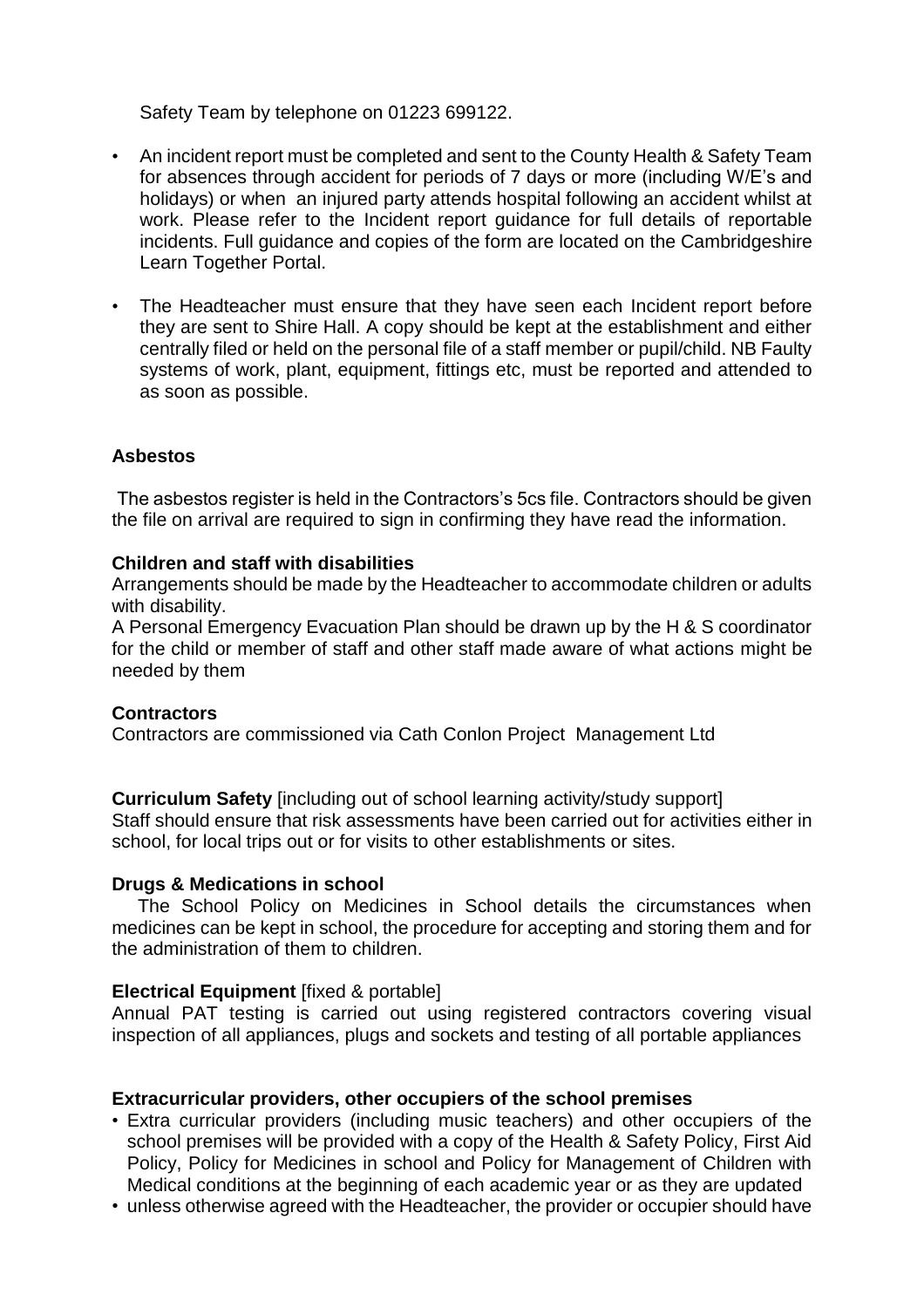Safety Team by telephone on 01223 699122.

- An incident report must be completed and sent to the County Health & Safety Team for absences through accident for periods of 7 days or more (including W/E's and holidays) or when an injured party attends hospital following an accident whilst at work. Please refer to the Incident report guidance for full details of reportable incidents. Full guidance and copies of the form are located on the Cambridgeshire Learn Together Portal.
- The Headteacher must ensure that they have seen each Incident report before they are sent to Shire Hall. A copy should be kept at the establishment and either centrally filed or held on the personal file of a staff member or pupil/child. NB Faulty systems of work, plant, equipment, fittings etc, must be reported and attended to as soon as possible.

**Asbestos**

The asbestos register is held in the Contractors's 5cs file. Contractors should be given the file on arrival are required to sign in confirming they have read the information.

**Children and staff with disabilities**

Arrangements should be made by the Headteacher to accommodate children or adults with disability.

A Personal Emergency Evacuation Plan should be drawn up by the H & S coordinator for the child or member of staff and other staff made aware of what actions might be needed by them

**Contractors**

Contractors are commissioned via Cath Conlon Project Management Ltd

**Curriculum Safety** [including out of school learning activity/study support]

Staff should ensure that risk assessments have been carried out for activities either in school, for local trips out or for visits to other establishments or sites.

**Drugs & Medications in school**

The School Policy on Medicines in School details the circumstances when medicines can be kept in school, the procedure for accepting and storing them and for the administration of them to children.

**Electrical Equipment** [fixed & portable]

Annual PAT testing is carried out using registered contractors covering visual inspection of all appliances, plugs and sockets and testing of all portable appliances

**Extracurricular providers, other occupiers of the school premises**

- Extra curricular providers (including music teachers) and other occupiers of the school premises will be provided with a copy of the Health & Safety Policy, First Aid Policy, Policy for Medicines in school and Policy for Management of Children with Medical conditions at the beginning of each academic year or as they are updated
- unless otherwise agreed with the Headteacher, the provider or occupier should have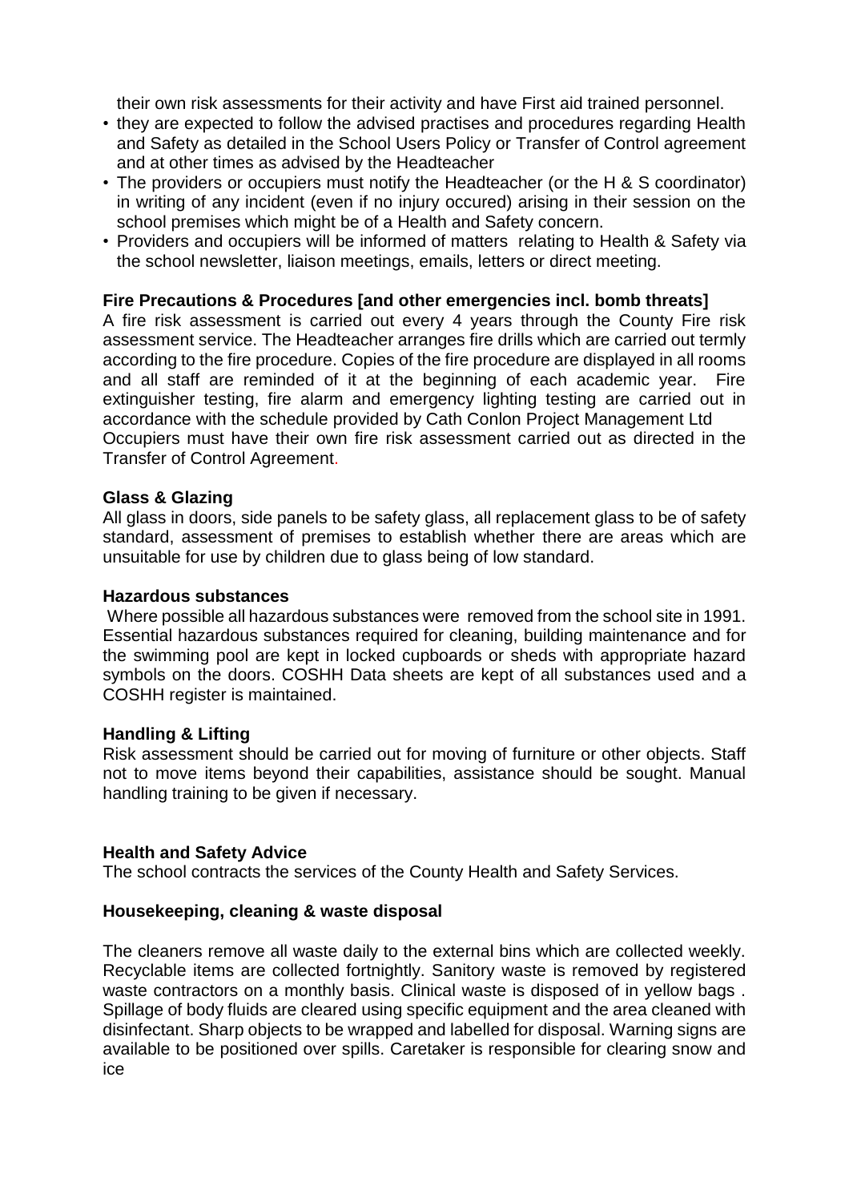their own risk assessments for their activity and have First aid trained personnel.

- they are expected to follow the advised practises and procedures regarding Health and Safety as detailed in the School Users Policy or Transfer of Control agreement and at other times as advised by the Headteacher
- The providers or occupiers must notify the Headteacher (or the H & S coordinator) in writing of any incident (even if no injury occured) arising in their session on the school premises which might be of a Health and Safety concern.
- Providers and occupiers will be informed of matters relating to Health & Safety via the school newsletter, liaison meetings, emails, letters or direct meeting.

**Fire Precautions & Procedures [and other emergencies incl. bomb threats]**

A fire risk assessment is carried out every 4 years through the County Fire risk assessment service. The Headteacher arranges fire drills which are carried out termly according to the fire procedure. Copies of the fire procedure are displayed in all rooms and all staff are reminded of it at the beginning of each academic year. Fire extinguisher testing, fire alarm and emergency lighting testing are carried out in accordance with the schedule provided by Cath Conlon Project Management Ltd

Occupiers must have their own fire risk assessment carried out as directed in the Transfer of Control Agreement.

**Glass & Glazing**

All glass in doors, side panels to be safety glass, all replacement glass to be of safety standard, assessment of premises to establish whether there are areas which are unsuitable for use by children due to glass being of low standard.

**Hazardous substances**

Where possible all hazardous substances were removed from the school site in 1991. Essential hazardous substances required for cleaning, building maintenance and for the swimming pool are kept in locked cupboards or sheds with appropriate hazard symbols on the doors. COSHH Data sheets are kept of all substances used and a COSHH register is maintained.

**Handling & Lifting**

Risk assessment should be carried out for moving of furniture or other objects. Staff not to move items beyond their capabilities, assistance should be sought. Manual handling training to be given if necessary.

**Health and Safety Advice**

The school contracts the services of the County Health and Safety Services.

**Housekeeping, cleaning & waste disposal**

The cleaners remove all waste daily to the external bins which are collected weekly. Recyclable items are collected fortnightly. Sanitory waste is removed by registered waste contractors on a monthly basis. Clinical waste is disposed of in yellow bags . Spillage of body fluids are cleared using specific equipment and the area cleaned with disinfectant. Sharp objects to be wrapped and labelled for disposal. Warning signs are available to be positioned over spills. Caretaker is responsible for clearing snow and ice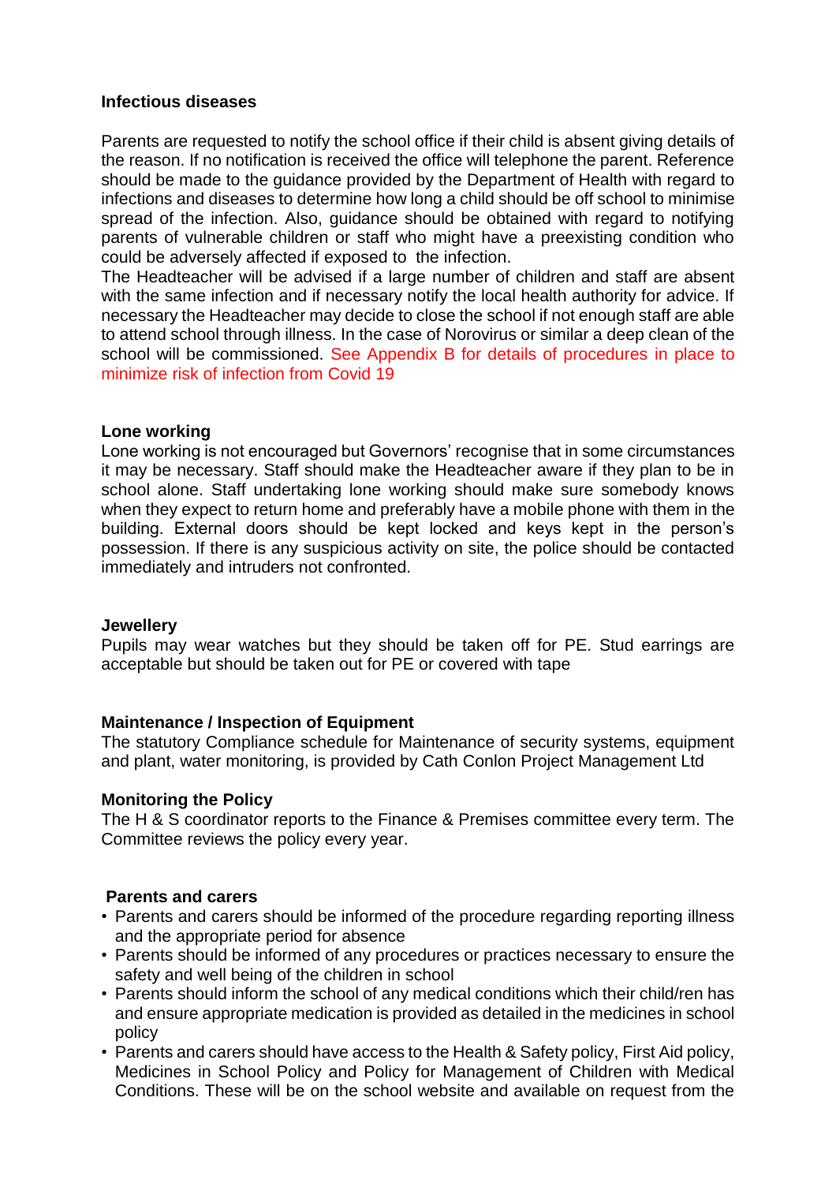**Infectious diseases**

Parents are requested to notify the school office if their child is absent giving details of the reason. If no notification is received the office will telephone the parent. Reference should be made to the guidance provided by the Department of Health with regard to infections and diseases to determine how long a child should be off school to minimise spread of the infection. Also, guidance should be obtained with regard to notifying parents of vulnerable children or staff who might have a preexisting condition who could be adversely affected if exposed to the infection.
The Headteacher will be advised if a large number of children and staff are absent with the same infection and if necessary notify the local health authority for advice. If necessary the Headteacher may decide to close the school if not enough staff are able to attend school through illness. In the case of Norovirus or similar a deep clean of the school will be commissioned. See Appendix B for details of procedures in place to minimize risk of infection from Covid 19

**Lone working**
Lone working is not encouraged but Governors' recognise that in some circumstances it may be necessary. Staff should make the Headteacher aware if they plan to be in school alone. Staff undertaking lone working should make sure somebody knows when they expect to return home and preferably have a mobile phone with them in the building. External doors should be kept locked and keys kept in the person's possession. If there is any suspicious activity on site, the police should be contacted immediately and intruders not confronted.

**Jewellery**
Pupils may wear watches but they should be taken off for PE. Stud earrings are acceptable but should be taken out for PE or covered with tape

**Maintenance / Inspection of Equipment**
The statutory Compliance schedule for Maintenance of security systems, equipment and plant, water monitoring, is provided by Cath Conlon Project Management Ltd

**Monitoring the Policy**
The H & S coordinator reports to the Finance & Premises committee every term. The Committee reviews the policy every year.

**Parents and carers**

- Parents and carers should be informed of the procedure regarding reporting illness and the appropriate period for absence
- Parents should be informed of any procedures or practices necessary to ensure the safety and well being of the children in school
- Parents should inform the school of any medical conditions which their child/ren has and ensure appropriate medication is provided as detailed in the medicines in school policy
- Parents and carers should have access to the Health & Safety policy, First Aid policy, Medicines in School Policy and Policy for Management of Children with Medical Conditions. These will be on the school website and available on request from the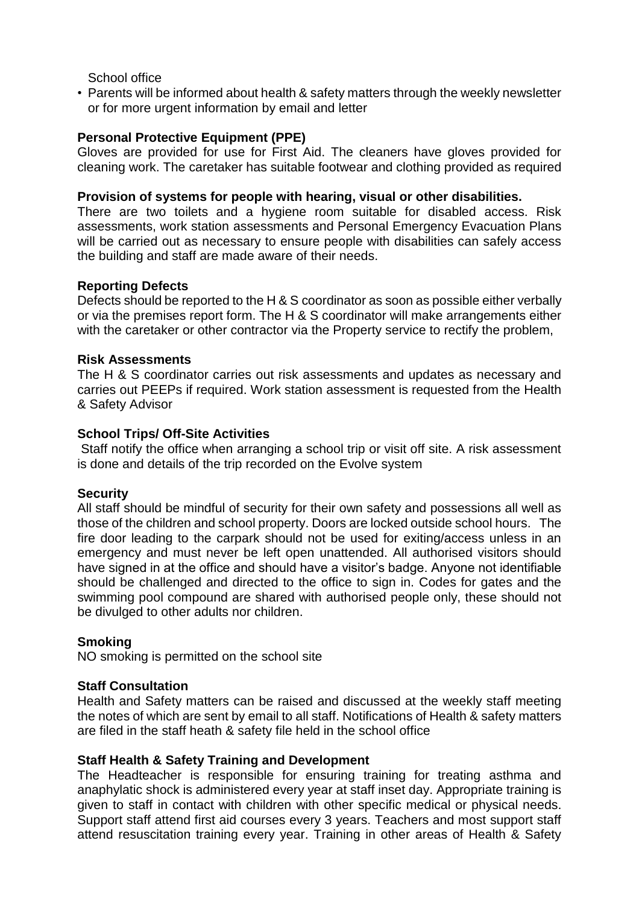School office

- Parents will be informed about health & safety matters through the weekly newsletter or for more urgent information by email and letter

**Personal Protective Equipment (PPE)**

Gloves are provided for use for First Aid. The cleaners have gloves provided for cleaning work. The caretaker has suitable footwear and clothing provided as required

**Provision of systems for people with hearing, visual or other disabilities.**

There are two toilets and a hygiene room suitable for disabled access. Risk assessments, work station assessments and Personal Emergency Evacuation Plans will be carried out as necessary to ensure people with disabilities can safely access the building and staff are made aware of their needs.

**Reporting Defects**

Defects should be reported to the H & S coordinator as soon as possible either verbally or via the premises report form. The H & S coordinator will make arrangements either with the caretaker or other contractor via the Property service to rectify the problem,

**Risk Assessments**

The H & S coordinator carries out risk assessments and updates as necessary and carries out PEEPs if required. Work station assessment is requested from the Health & Safety Advisor

**School Trips/ Off-Site Activities**

Staff notify the office when arranging a school trip or visit off site. A risk assessment is done and details of the trip recorded on the Evolve system

**Security**

All staff should be mindful of security for their own safety and possessions all well as those of the children and school property. Doors are locked outside school hours. The fire door leading to the carpark should not be used for exiting/access unless in an emergency and must never be left open unattended. All authorised visitors should have signed in at the office and should have a visitor's badge. Anyone not identifiable should be challenged and directed to the office to sign in. Codes for gates and the swimming pool compound are shared with authorised people only, these should not be divulged to other adults nor children.

**Smoking**

NO smoking is permitted on the school site

**Staff Consultation**

Health and Safety matters can be raised and discussed at the weekly staff meeting the notes of which are sent by email to all staff. Notifications of Health & safety matters are filed in the staff heath & safety file held in the school office

**Staff Health & Safety Training and Development**

The Headteacher is responsible for ensuring training for treating asthma and anaphylatic shock is administered every year at staff inset day. Appropriate training is given to staff in contact with children with other specific medical or physical needs. Support staff attend first aid courses every 3 years. Teachers and most support staff attend resuscitation training every year. Training in other areas of Health & Safety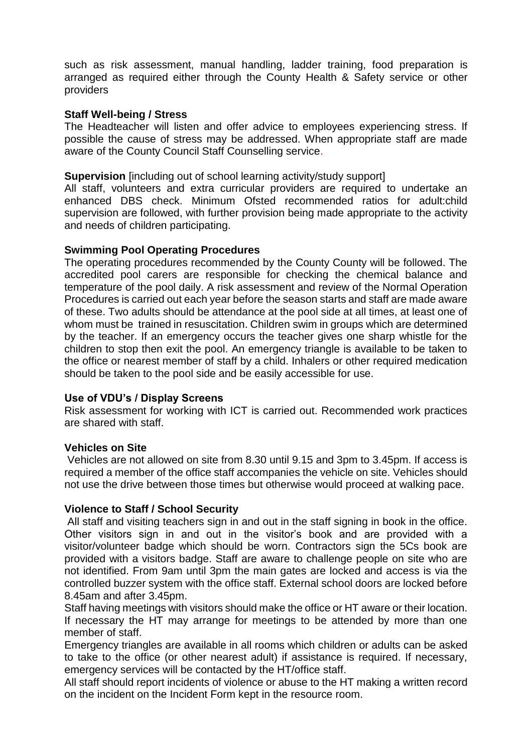such as risk assessment, manual handling, ladder training, food preparation is arranged as required either through the County Health & Safety service or other providers

**Staff Well-being / Stress**
The Headteacher will listen and offer advice to employees experiencing stress. If possible the cause of stress may be addressed. When appropriate staff are made aware of the County Council Staff Counselling service.

**Supervision** [including out of school learning activity/study support]
All staff, volunteers and extra curricular providers are required to undertake an enhanced DBS check. Minimum Ofsted recommended ratios for adult:child supervision are followed, with further provision being made appropriate to the activity and needs of children participating.

**Swimming Pool Operating Procedures**
The operating procedures recommended by the County County will be followed. The accredited pool carers are responsible for checking the chemical balance and temperature of the pool daily. A risk assessment and review of the Normal Operation Procedures is carried out each year before the season starts and staff are made aware of these. Two adults should be attendance at the pool side at all times, at least one of whom must be trained in resuscitation. Children swim in groups which are determined by the teacher. If an emergency occurs the teacher gives one sharp whistle for the children to stop then exit the pool. An emergency triangle is available to be taken to the office or nearest member of staff by a child. Inhalers or other required medication should be taken to the pool side and be easily accessible for use.

**Use of VDU's / Display Screens**
Risk assessment for working with ICT is carried out. Recommended work practices are shared with staff.

**Vehicles on Site**
Vehicles are not allowed on site from 8.30 until 9.15 and 3pm to 3.45pm. If access is required a member of the office staff accompanies the vehicle on site. Vehicles should not use the drive between those times but otherwise would proceed at walking pace.

**Violence to Staff / School Security**
All staff and visiting teachers sign in and out in the staff signing in book in the office. Other visitors sign in and out in the visitor's book and are provided with a visitor/volunteer badge which should be worn. Contractors sign the 5Cs book are provided with a visitors badge. Staff are aware to challenge people on site who are not identified. From 9am until 3pm the main gates are locked and access is via the controlled buzzer system with the office staff. External school doors are locked before 8.45am and after 3.45pm.
Staff having meetings with visitors should make the office or HT aware or their location. If necessary the HT may arrange for meetings to be attended by more than one member of staff.
Emergency triangles are available in all rooms which children or adults can be asked to take to the office (or other nearest adult) if assistance is required. If necessary, emergency services will be contacted by the HT/office staff.
All staff should report incidents of violence or abuse to the HT making a written record on the incident on the Incident Form kept in the resource room.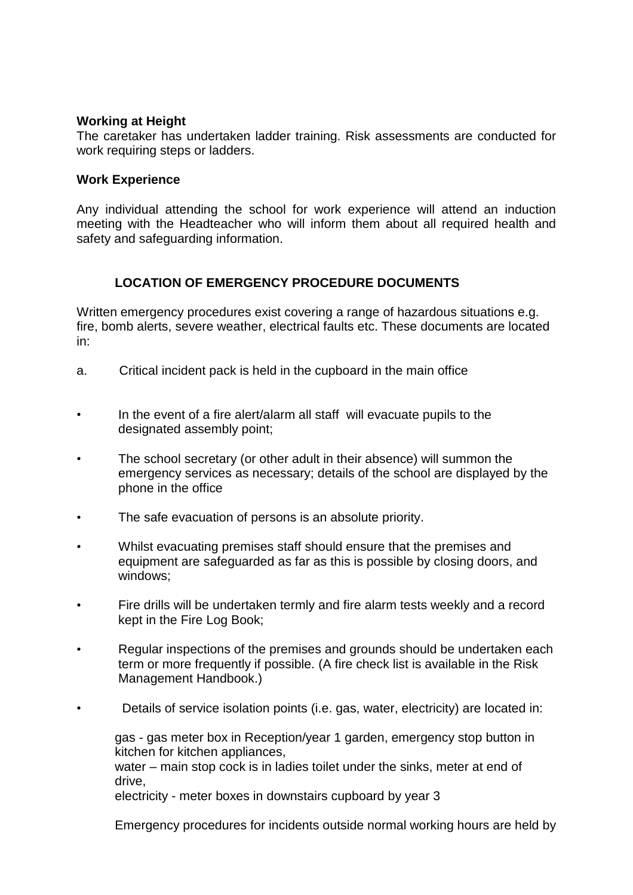**Working at Height**

The caretaker has undertaken ladder training. Risk assessments are conducted for work requiring steps or ladders.

**Work Experience**

Any individual attending the school for work experience will attend an induction meeting with the Headteacher who will inform them about all required health and safety and safeguarding information.

## LOCATION OF EMERGENCY PROCEDURE DOCUMENTS

Written emergency procedures exist covering a range of hazardous situations e.g. fire, bomb alerts, severe weather, electrical faults etc. These documents are located in:

a. Critical incident pack is held in the cupboard in the main office

- In the event of a fire alert/alarm all staff will evacuate pupils to the designated assembly point;
- The school secretary (or other adult in their absence) will summon the emergency services as necessary; details of the school are displayed by the phone in the office
- The safe evacuation of persons is an absolute priority.
- Whilst evacuating premises staff should ensure that the premises and equipment are safeguarded as far as this is possible by closing doors, and windows;
- Fire drills will be undertaken termly and fire alarm tests weekly and a record kept in the Fire Log Book;
- Regular inspections of the premises and grounds should be undertaken each term or more frequently if possible. (A fire check list is available in the Risk Management Handbook.)
- Details of service isolation points (i.e. gas, water, electricity) are located in:

  gas - gas meter box in Reception/year 1 garden, emergency stop button in kitchen for kitchen appliances,
  water – main stop cock is in ladies toilet under the sinks, meter at end of drive,
  electricity - meter boxes in downstairs cupboard by year 3

  Emergency procedures for incidents outside normal working hours are held by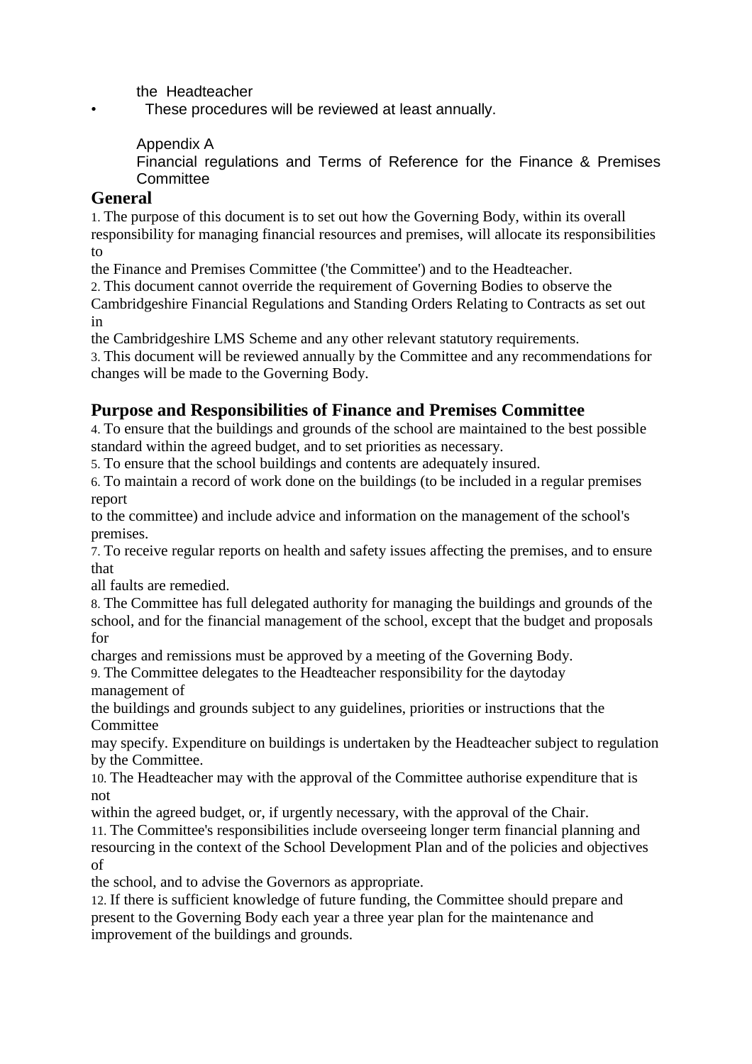the Headteacher

- These procedures will be reviewed at least annually.

Appendix A

Financial regulations and Terms of Reference for the Finance & Premises Committee

## General

1. The purpose of this document is to set out how the Governing Body, within its overall responsibility for managing financial resources and premises, will allocate its responsibilities to the Finance and Premises Committee ('the Committee') and to the Headteacher.
2. This document cannot override the requirement of Governing Bodies to observe the Cambridgeshire Financial Regulations and Standing Orders Relating to Contracts as set out in the Cambridgeshire LMS Scheme and any other relevant statutory requirements.
3. This document will be reviewed annually by the Committee and any recommendations for changes will be made to the Governing Body.

## Purpose and Responsibilities of Finance and Premises Committee

4. To ensure that the buildings and grounds of the school are maintained to the best possible standard within the agreed budget, and to set priorities as necessary.
5. To ensure that the school buildings and contents are adequately insured.
6. To maintain a record of work done on the buildings (to be included in a regular premises report to the committee) and include advice and information on the management of the school's premises.
7. To receive regular reports on health and safety issues affecting the premises, and to ensure that all faults are remedied.
8. The Committee has full delegated authority for managing the buildings and grounds of the school, and for the financial management of the school, except that the budget and proposals for charges and remissions must be approved by a meeting of the Governing Body.
9. The Committee delegates to the Headteacher responsibility for the daytoday management of the buildings and grounds subject to any guidelines, priorities or instructions that the Committee may specify. Expenditure on buildings is undertaken by the Headteacher subject to regulation by the Committee.
10. The Headteacher may with the approval of the Committee authorise expenditure that is not within the agreed budget, or, if urgently necessary, with the approval of the Chair.
11. The Committee's responsibilities include overseeing longer term financial planning and resourcing in the context of the School Development Plan and of the policies and objectives of the school, and to advise the Governors as appropriate.
12. If there is sufficient knowledge of future funding, the Committee should prepare and present to the Governing Body each year a three year plan for the maintenance and improvement of the buildings and grounds.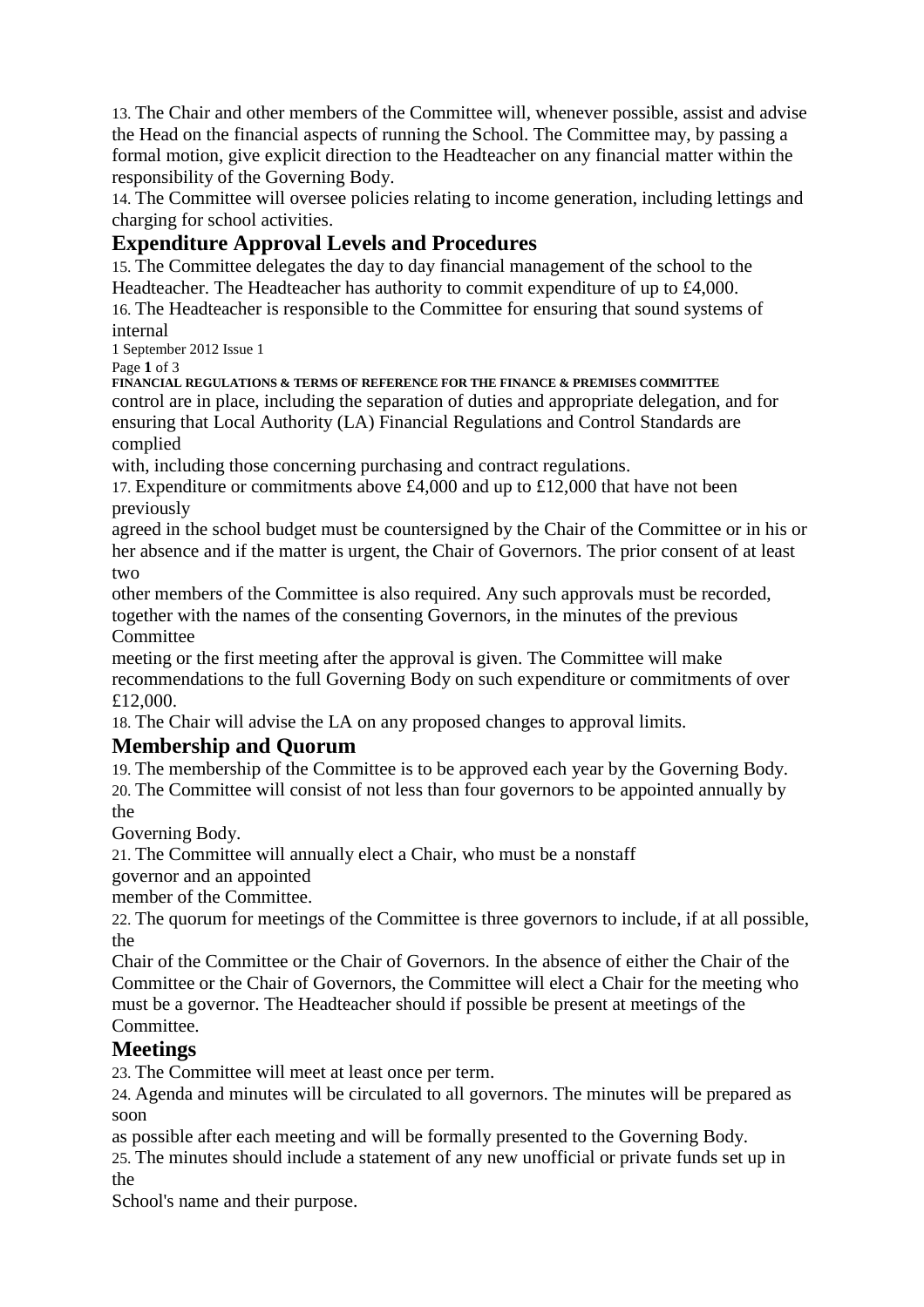13. The Chair and other members of the Committee will, whenever possible, assist and advise the Head on the financial aspects of running the School. The Committee may, by passing a formal motion, give explicit direction to the Headteacher on any financial matter within the responsibility of the Governing Body.

14. The Committee will oversee policies relating to income generation, including lettings and charging for school activities.

## Expenditure Approval Levels and Procedures

15. The Committee delegates the day to day financial management of the school to the Headteacher. The Headteacher has authority to commit expenditure of up to £4,000.

16. The Headteacher is responsible to the Committee for ensuring that sound systems of internal control are in place, including the separation of duties and appropriate delegation, and for ensuring that Local Authority (LA) Financial Regulations and Control Standards are complied with, including those concerning purchasing and contract regulations.

17. Expenditure or commitments above £4,000 and up to £12,000 that have not been previously agreed in the school budget must be countersigned by the Chair of the Committee or in his or her absence and if the matter is urgent, the Chair of Governors. The prior consent of at least two other members of the Committee is also required. Any such approvals must be recorded, together with the names of the consenting Governors, in the minutes of the previous Committee meeting or the first meeting after the approval is given. The Committee will make recommendations to the full Governing Body on such expenditure or commitments of over £12,000.

18. The Chair will advise the LA on any proposed changes to approval limits.

## Membership and Quorum

19. The membership of the Committee is to be approved each year by the Governing Body.

20. The Committee will consist of not less than four governors to be appointed annually by the Governing Body.

21. The Committee will annually elect a Chair, who must be a nonstaff governor and an appointed member of the Committee.

22. The quorum for meetings of the Committee is three governors to include, if at all possible, the Chair of the Committee or the Chair of Governors. In the absence of either the Chair of the Committee or the Chair of Governors, the Committee will elect a Chair for the meeting who must be a governor. The Headteacher should if possible be present at meetings of the Committee.

## Meetings

23. The Committee will meet at least once per term.

24. Agenda and minutes will be circulated to all governors. The minutes will be prepared as soon as possible after each meeting and will be formally presented to the Governing Body.

25. The minutes should include a statement of any new unofficial or private funds set up in the School's name and their purpose.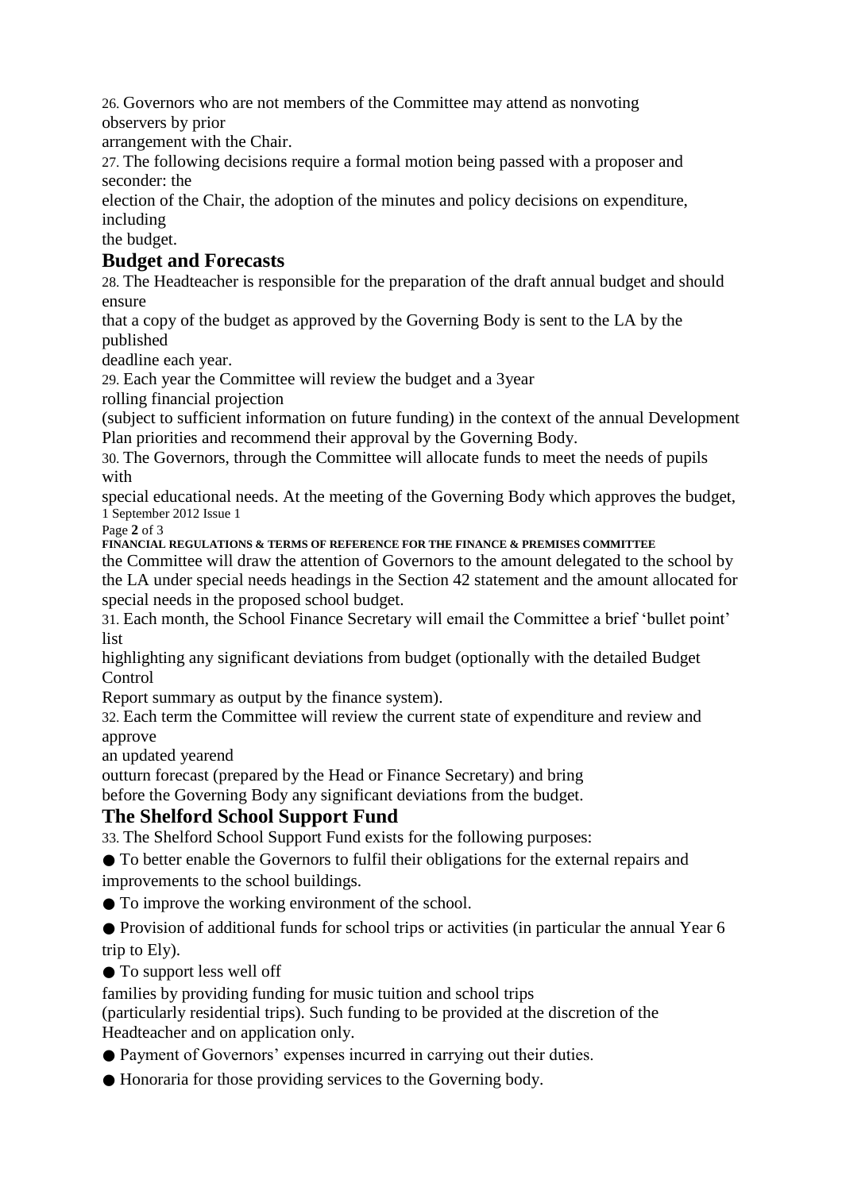26. Governors who are not members of the Committee may attend as nonvoting observers by prior arrangement with the Chair.

27. The following decisions require a formal motion being passed with a proposer and seconder: the election of the Chair, the adoption of the minutes and policy decisions on expenditure, including the budget.

## Budget and Forecasts

28. The Headteacher is responsible for the preparation of the draft annual budget and should ensure that a copy of the budget as approved by the Governing Body is sent to the LA by the published deadline each year.

29. Each year the Committee will review the budget and a 3year rolling financial projection (subject to sufficient information on future funding) in the context of the annual Development Plan priorities and recommend their approval by the Governing Body.

30. The Governors, through the Committee will allocate funds to meet the needs of pupils with special educational needs. At the meeting of the Governing Body which approves the budget, the Committee will draw the attention of Governors to the amount delegated to the school by the LA under special needs headings in the Section 42 statement and the amount allocated for special needs in the proposed school budget.

31. Each month, the School Finance Secretary will email the Committee a brief 'bullet point' list highlighting any significant deviations from budget (optionally with the detailed Budget Control Report summary as output by the finance system).

32. Each term the Committee will review the current state of expenditure and review and approve an updated yearend outturn forecast (prepared by the Head or Finance Secretary) and bring before the Governing Body any significant deviations from the budget.

## The Shelford School Support Fund

33. The Shelford School Support Fund exists for the following purposes:

- To better enable the Governors to fulfil their obligations for the external repairs and improvements to the school buildings.
- To improve the working environment of the school.
- Provision of additional funds for school trips or activities (in particular the annual Year 6 trip to Ely).
- To support less well off families by providing funding for music tuition and school trips (particularly residential trips). Such funding to be provided at the discretion of the Headteacher and on application only.
- Payment of Governors' expenses incurred in carrying out their duties.
- Honoraria for those providing services to the Governing body.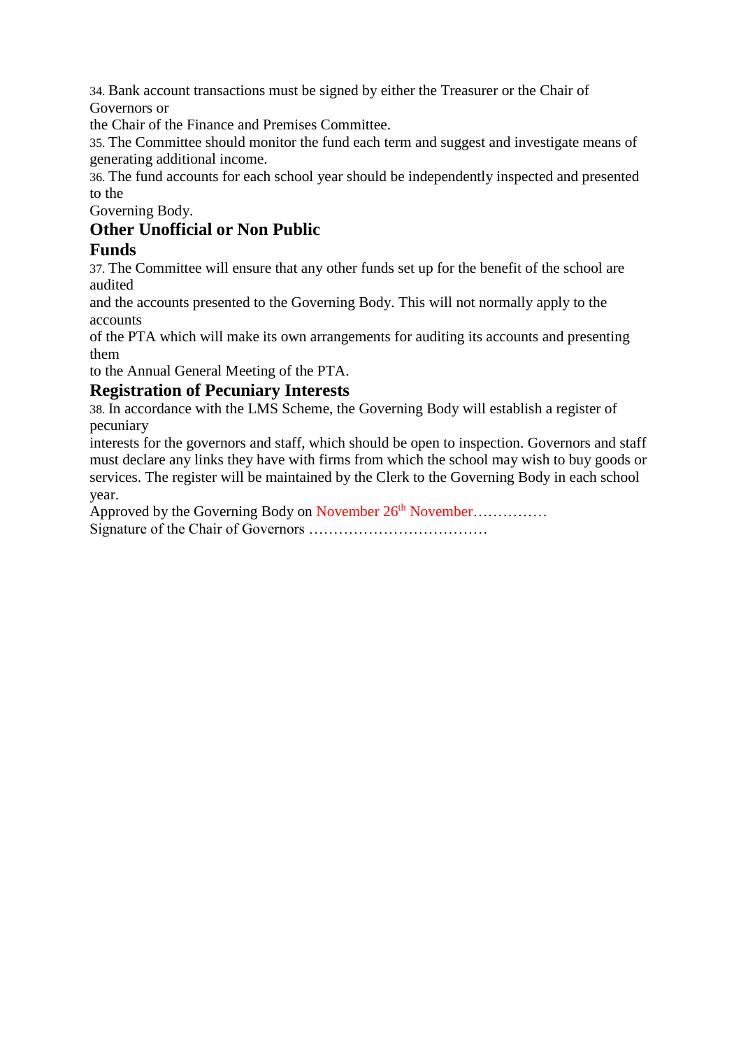34. Bank account transactions must be signed by either the Treasurer or the Chair of Governors or the Chair of the Finance and Premises Committee.

35. The Committee should monitor the fund each term and suggest and investigate means of generating additional income.

36. The fund accounts for each school year should be independently inspected and presented to the Governing Body.

## Other Unofficial or Non Public Funds

37. The Committee will ensure that any other funds set up for the benefit of the school are audited and the accounts presented to the Governing Body. This will not normally apply to the accounts of the PTA which will make its own arrangements for auditing its accounts and presenting them to the Annual General Meeting of the PTA.

## Registration of Pecuniary Interests

38. In accordance with the LMS Scheme, the Governing Body will establish a register of pecuniary interests for the governors and staff, which should be open to inspection. Governors and staff must declare any links they have with firms from which the school may wish to buy goods or services. The register will be maintained by the Clerk to the Governing Body in each school year.

Approved by the Governing Body on November 26th November……………

Signature of the Chair of Governors ………………………………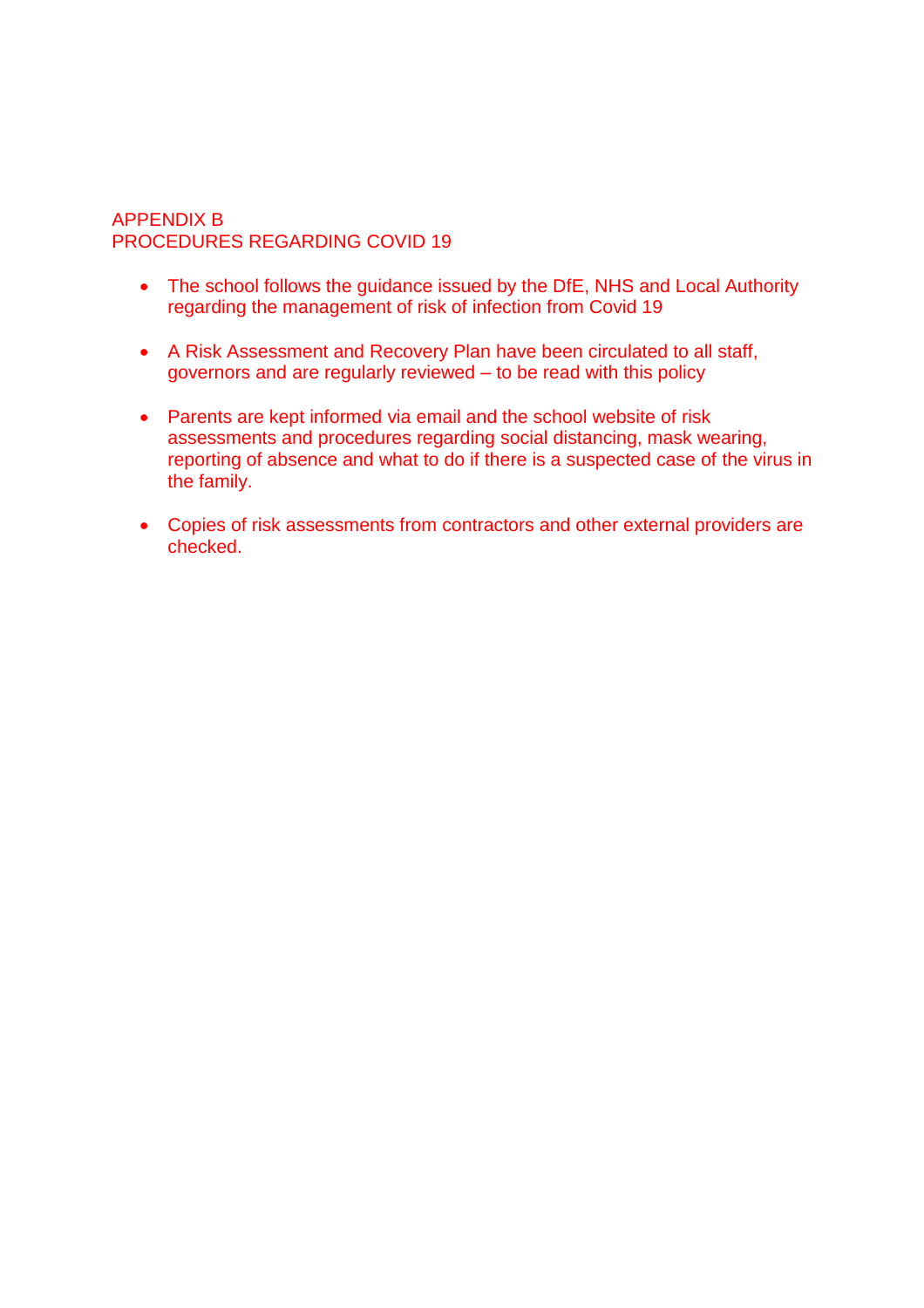# APPENDIX B
## PROCEDURES REGARDING COVID 19

- The school follows the guidance issued by the DfE, NHS and Local Authority regarding the management of risk of infection from Covid 19

- A Risk Assessment and Recovery Plan have been circulated to all staff, governors and are regularly reviewed – to be read with this policy

- Parents are kept informed via email and the school website of risk assessments and procedures regarding social distancing, mask wearing, reporting of absence and what to do if there is a suspected case of the virus in the family.

- Copies of risk assessments from contractors and other external providers are checked.